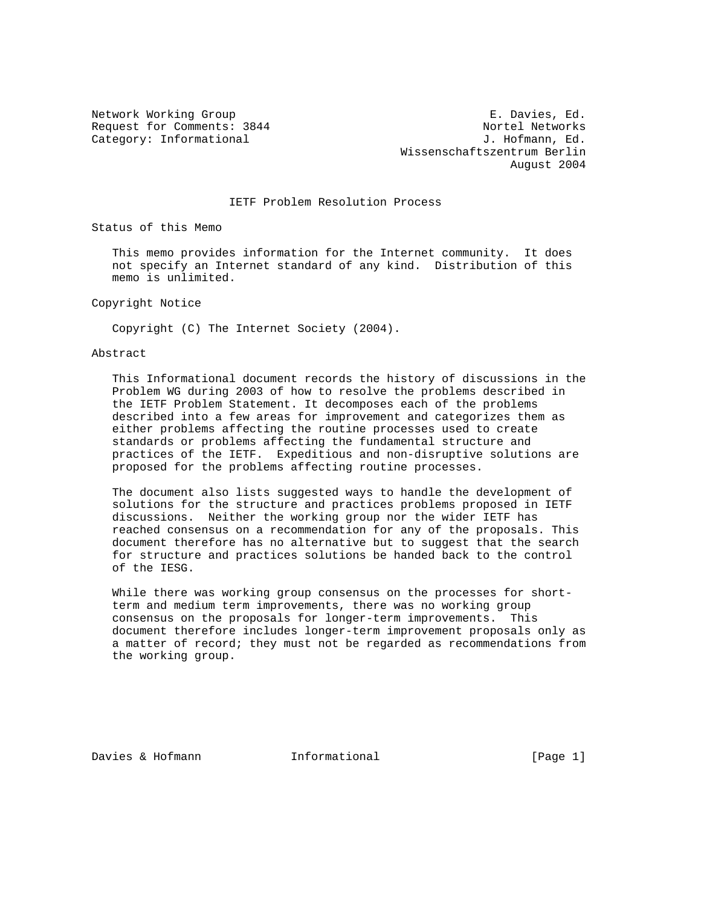Network Working Group E. Davies, Ed.
Request for Comments: 3844 Nortel Networks
Category: Informational J. Hofmann, Ed.
Wissenschaftszentrum Berlin
August 2004

# IETF Problem Resolution Process

## Status of this Memo

This memo provides information for the Internet community. It does not specify an Internet standard of any kind. Distribution of this memo is unlimited.

## Copyright Notice

Copyright (C) The Internet Society (2004).

## Abstract

This Informational document records the history of discussions in the Problem WG during 2003 of how to resolve the problems described in the IETF Problem Statement. It decomposes each of the problems described into a few areas for improvement and categorizes them as either problems affecting the routine processes used to create standards or problems affecting the fundamental structure and practices of the IETF. Expeditious and non-disruptive solutions are proposed for the problems affecting routine processes.

The document also lists suggested ways to handle the development of solutions for the structure and practices problems proposed in IETF discussions. Neither the working group nor the wider IETF has reached consensus on a recommendation for any of the proposals. This document therefore has no alternative but to suggest that the search for structure and practices solutions be handed back to the control of the IESG.

While there was working group consensus on the processes for short-term and medium term improvements, there was no working group consensus on the proposals for longer-term improvements. This document therefore includes longer-term improvement proposals only as a matter of record; they must not be regarded as recommendations from the working group.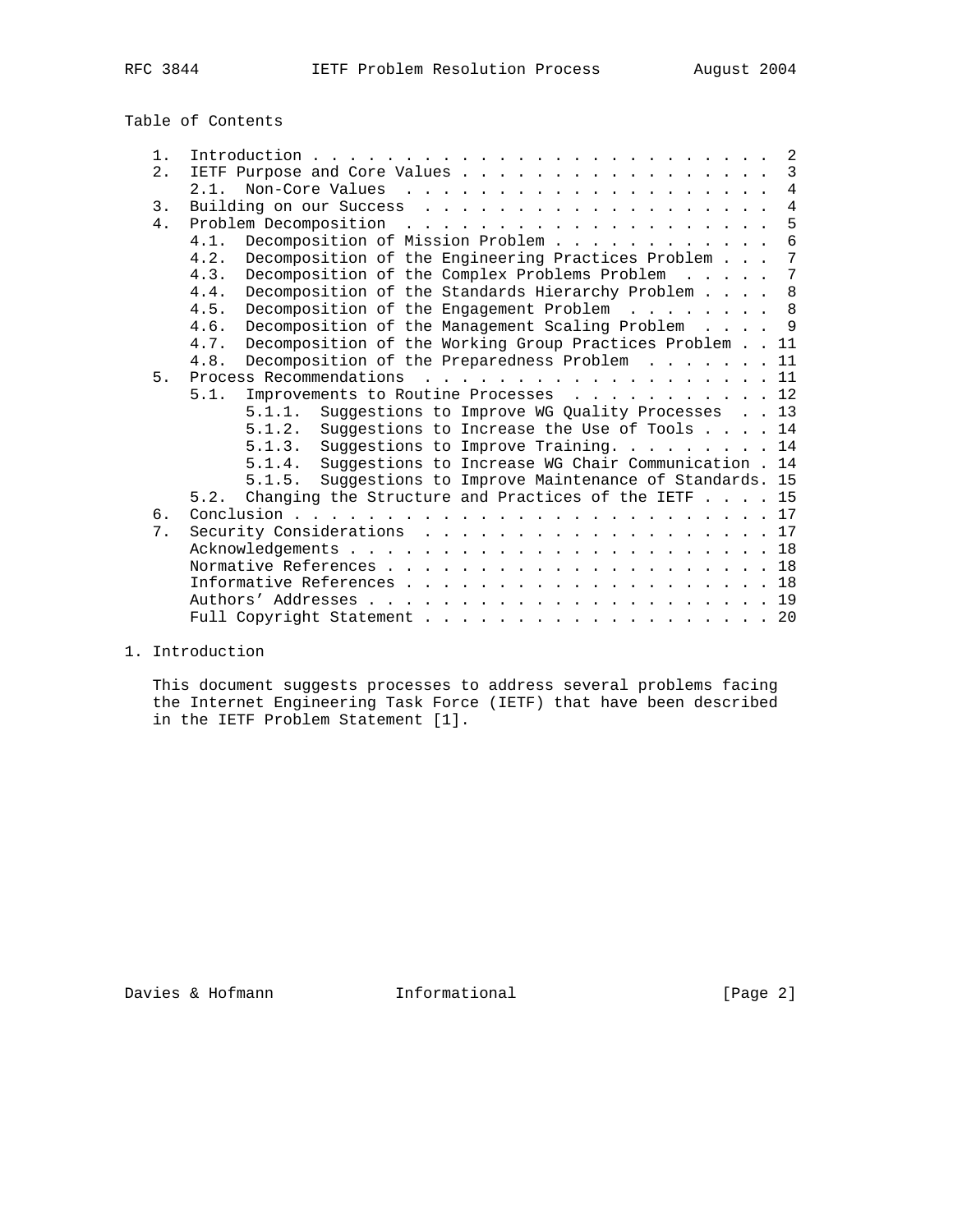Table of Contents

```
   1.  Introduction . . . . . . . . . . . . . . . . . . . . . . . . .  2
   2.  IETF Purpose and Core Values . . . . . . . . . . . . . . . . .  3
       2.1.  Non-Core Values  . . . . . . . . . . . . . . . . . . . .  4
   3.  Building on our Success  . . . . . . . . . . . . . . . . . . .  4
   4.  Problem Decomposition  . . . . . . . . . . . . . . . . . . . .  5
       4.1.  Decomposition of Mission Problem . . . . . . . . . . . .  6
       4.2.  Decomposition of the Engineering Practices Problem . . .  7
       4.3.  Decomposition of the Complex Problems Problem  . . . . .  7
       4.4.  Decomposition of the Standards Hierarchy Problem . . . .  8
       4.5.  Decomposition of the Engagement Problem  . . . . . . . .  8
       4.6.  Decomposition of the Management Scaling Problem  . . . .  9
       4.7.  Decomposition of the Working Group Practices Problem . . 11
       4.8.  Decomposition of the Preparedness Problem  . . . . . . . 11
   5.  Process Recommendations  . . . . . . . . . . . . . . . . . . . 11
       5.1.  Improvements to Routine Processes  . . . . . . . . . . . 12
             5.1.1.  Suggestions to Improve WG Quality Processes  . . 13
             5.1.2.  Suggestions to Increase the Use of Tools . . . . 14
             5.1.3.  Suggestions to Improve Training. . . . . . . . . 14
             5.1.4.  Suggestions to Increase WG Chair Communication . 14
             5.1.5.  Suggestions to Improve Maintenance of Standards. 15
       5.2.  Changing the Structure and Practices of the IETF . . . . 15
   6.  Conclusion . . . . . . . . . . . . . . . . . . . . . . . . . . 17
   7.  Security Considerations  . . . . . . . . . . . . . . . . . . . 17
       Acknowledgements . . . . . . . . . . . . . . . . . . . . . . . 18
       Normative References . . . . . . . . . . . . . . . . . . . . . 18
       Informative References . . . . . . . . . . . . . . . . . . . . 18
       Authors' Addresses . . . . . . . . . . . . . . . . . . . . . . 19
       Full Copyright Statement . . . . . . . . . . . . . . . . . . . 20
```

# 1. Introduction

This document suggests processes to address several problems facing the Internet Engineering Task Force (IETF) that have been described in the IETF Problem Statement [1].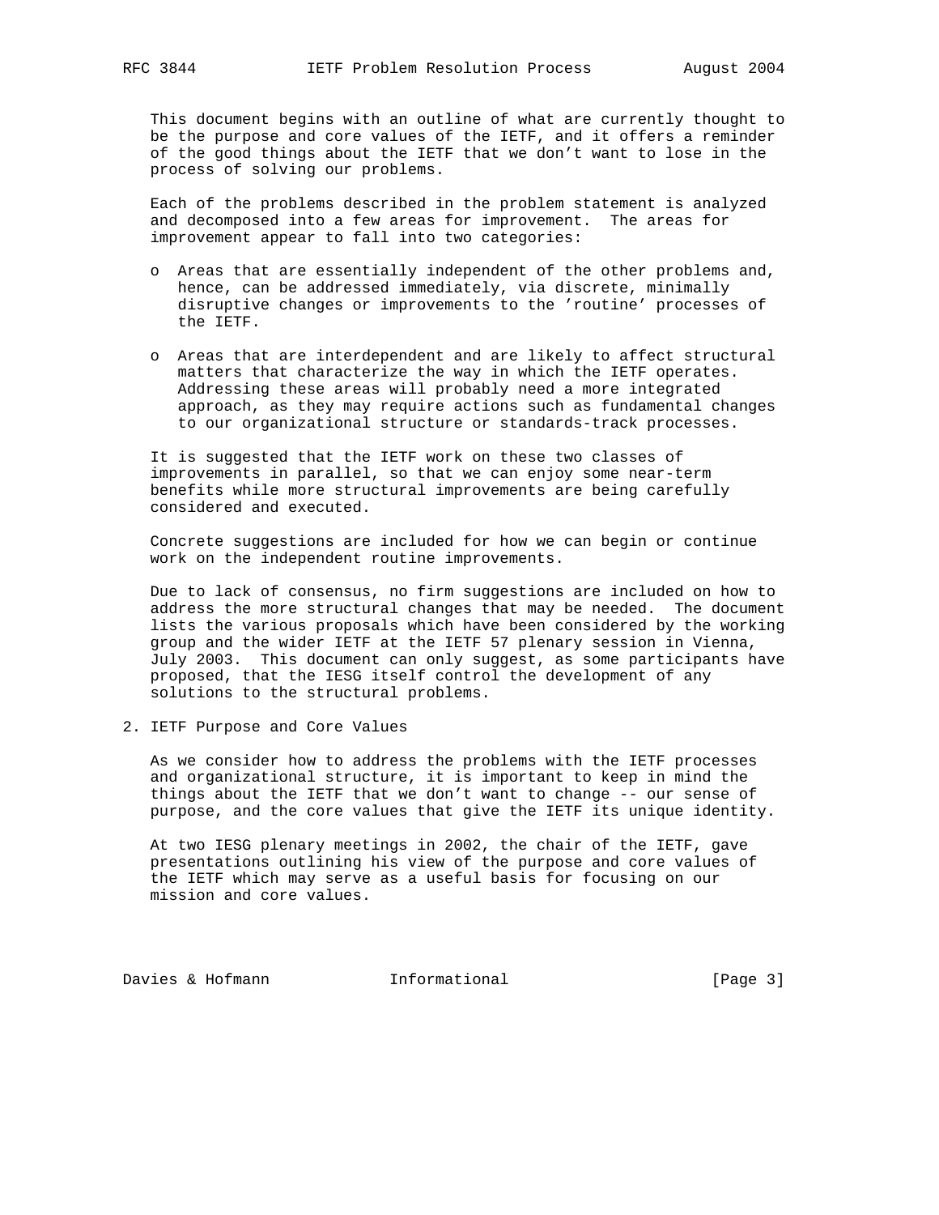This document begins with an outline of what are currently thought to be the purpose and core values of the IETF, and it offers a reminder of the good things about the IETF that we don't want to lose in the process of solving our problems.

Each of the problems described in the problem statement is analyzed and decomposed into a few areas for improvement. The areas for improvement appear to fall into two categories:

- Areas that are essentially independent of the other problems and, hence, can be addressed immediately, via discrete, minimally disruptive changes or improvements to the 'routine' processes of the IETF.
- Areas that are interdependent and are likely to affect structural matters that characterize the way in which the IETF operates. Addressing these areas will probably need a more integrated approach, as they may require actions such as fundamental changes to our organizational structure or standards-track processes.

It is suggested that the IETF work on these two classes of improvements in parallel, so that we can enjoy some near-term benefits while more structural improvements are being carefully considered and executed.

Concrete suggestions are included for how we can begin or continue work on the independent routine improvements.

Due to lack of consensus, no firm suggestions are included on how to address the more structural changes that may be needed. The document lists the various proposals which have been considered by the working group and the wider IETF at the IETF 57 plenary session in Vienna, July 2003. This document can only suggest, as some participants have proposed, that the IESG itself control the development of any solutions to the structural problems.

## 2. IETF Purpose and Core Values

As we consider how to address the problems with the IETF processes and organizational structure, it is important to keep in mind the things about the IETF that we don't want to change -- our sense of purpose, and the core values that give the IETF its unique identity.

At two IESG plenary meetings in 2002, the chair of the IETF, gave presentations outlining his view of the purpose and core values of the IETF which may serve as a useful basis for focusing on our mission and core values.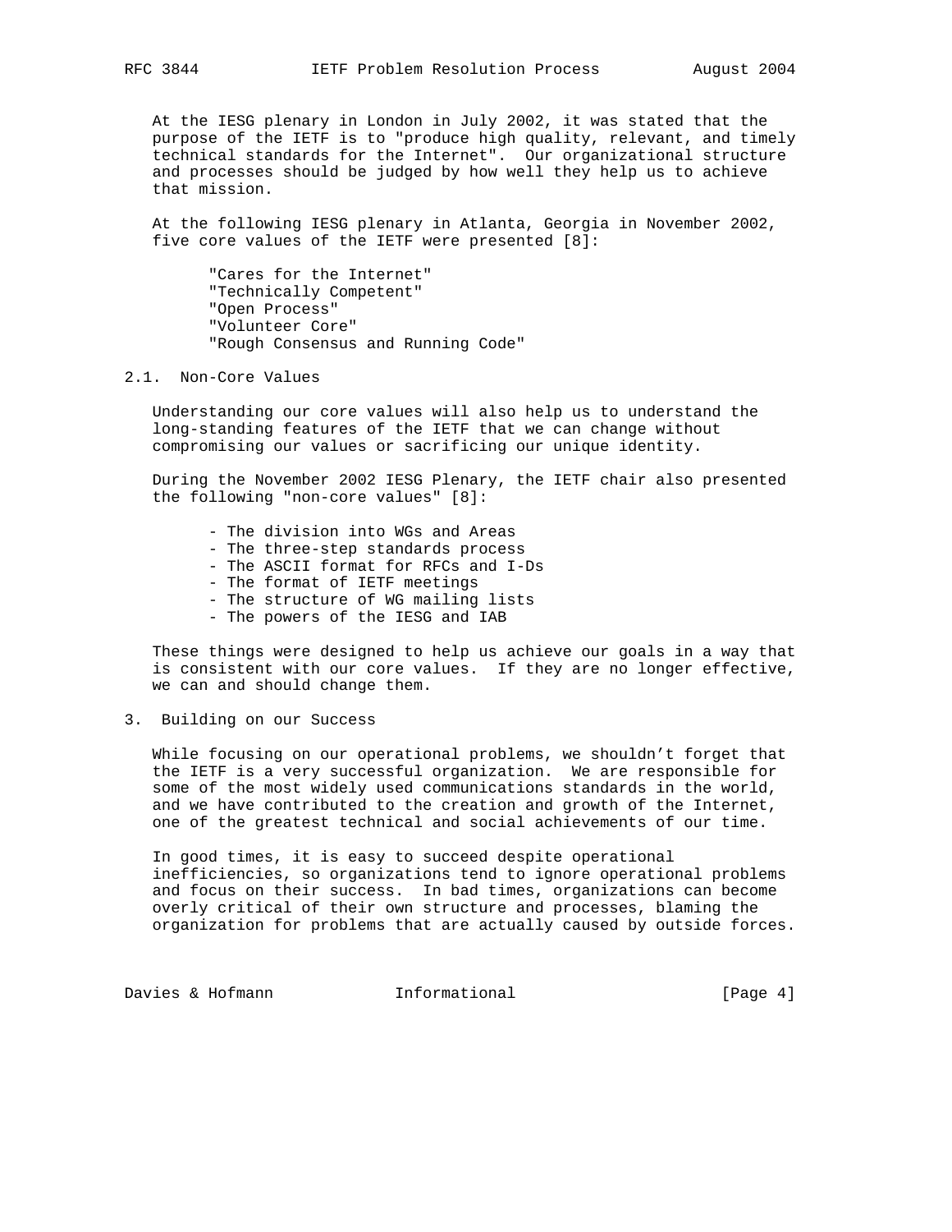At the IESG plenary in London in July 2002, it was stated that the purpose of the IETF is to "produce high quality, relevant, and timely technical standards for the Internet". Our organizational structure and processes should be judged by how well they help us to achieve that mission.

At the following IESG plenary in Atlanta, Georgia in November 2002, five core values of the IETF were presented [8]:

"Cares for the Internet"
"Technically Competent"
"Open Process"
"Volunteer Core"
"Rough Consensus and Running Code"

## 2.1. Non-Core Values

Understanding our core values will also help us to understand the long-standing features of the IETF that we can change without compromising our values or sacrificing our unique identity.

During the November 2002 IESG Plenary, the IETF chair also presented the following "non-core values" [8]:

- The division into WGs and Areas
- The three-step standards process
- The ASCII format for RFCs and I-Ds
- The format of IETF meetings
- The structure of WG mailing lists
- The powers of the IESG and IAB

These things were designed to help us achieve our goals in a way that is consistent with our core values. If they are no longer effective, we can and should change them.

# 3. Building on our Success

While focusing on our operational problems, we shouldn't forget that the IETF is a very successful organization. We are responsible for some of the most widely used communications standards in the world, and we have contributed to the creation and growth of the Internet, one of the greatest technical and social achievements of our time.

In good times, it is easy to succeed despite operational inefficiencies, so organizations tend to ignore operational problems and focus on their success. In bad times, organizations can become overly critical of their own structure and processes, blaming the organization for problems that are actually caused by outside forces.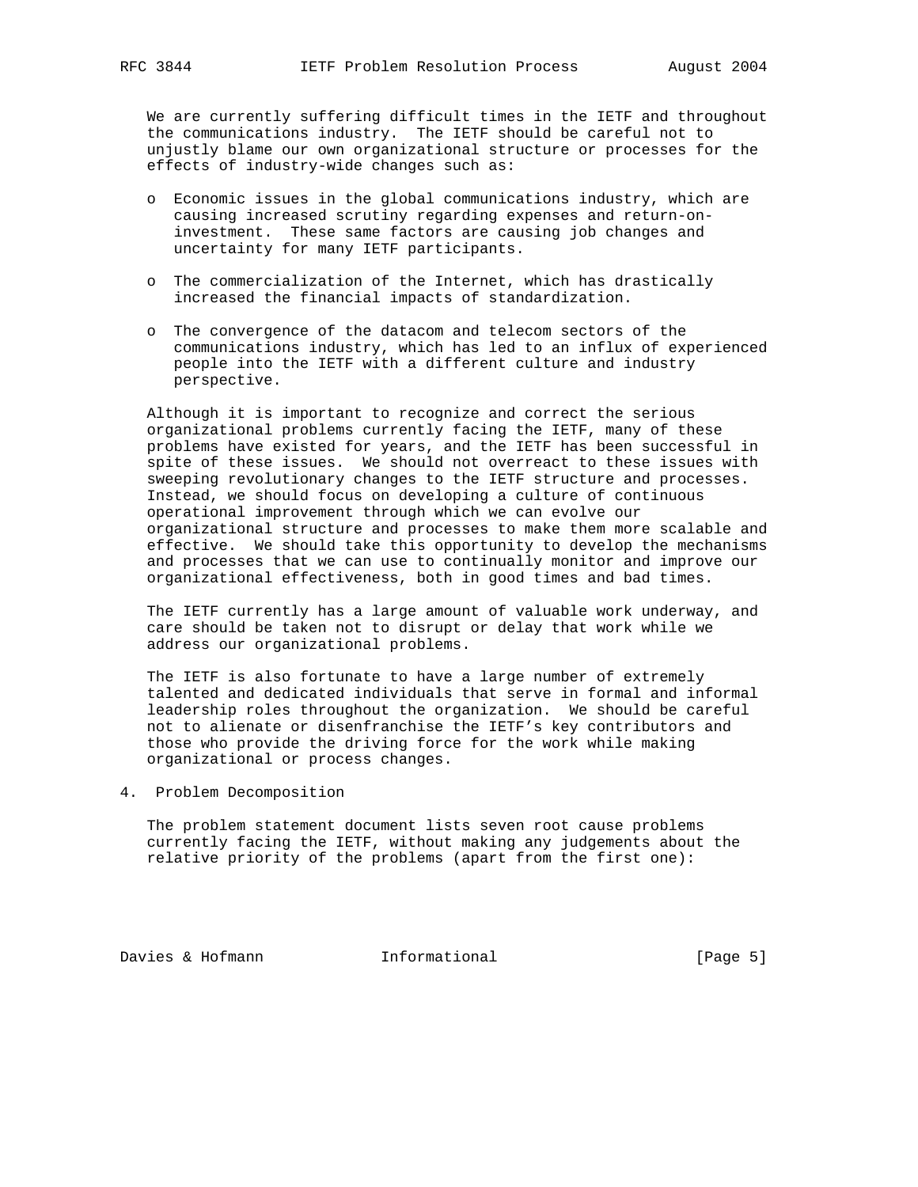We are currently suffering difficult times in the IETF and throughout the communications industry. The IETF should be careful not to unjustly blame our own organizational structure or processes for the effects of industry-wide changes such as:

- Economic issues in the global communications industry, which are causing increased scrutiny regarding expenses and return-on-investment. These same factors are causing job changes and uncertainty for many IETF participants.

- The commercialization of the Internet, which has drastically increased the financial impacts of standardization.

- The convergence of the datacom and telecom sectors of the communications industry, which has led to an influx of experienced people into the IETF with a different culture and industry perspective.

Although it is important to recognize and correct the serious organizational problems currently facing the IETF, many of these problems have existed for years, and the IETF has been successful in spite of these issues. We should not overreact to these issues with sweeping revolutionary changes to the IETF structure and processes. Instead, we should focus on developing a culture of continuous operational improvement through which we can evolve our organizational structure and processes to make them more scalable and effective. We should take this opportunity to develop the mechanisms and processes that we can use to continually monitor and improve our organizational effectiveness, both in good times and bad times.

The IETF currently has a large amount of valuable work underway, and care should be taken not to disrupt or delay that work while we address our organizational problems.

The IETF is also fortunate to have a large number of extremely talented and dedicated individuals that serve in formal and informal leadership roles throughout the organization. We should be careful not to alienate or disenfranchise the IETF's key contributors and those who provide the driving force for the work while making organizational or process changes.

## 4. Problem Decomposition

The problem statement document lists seven root cause problems currently facing the IETF, without making any judgements about the relative priority of the problems (apart from the first one):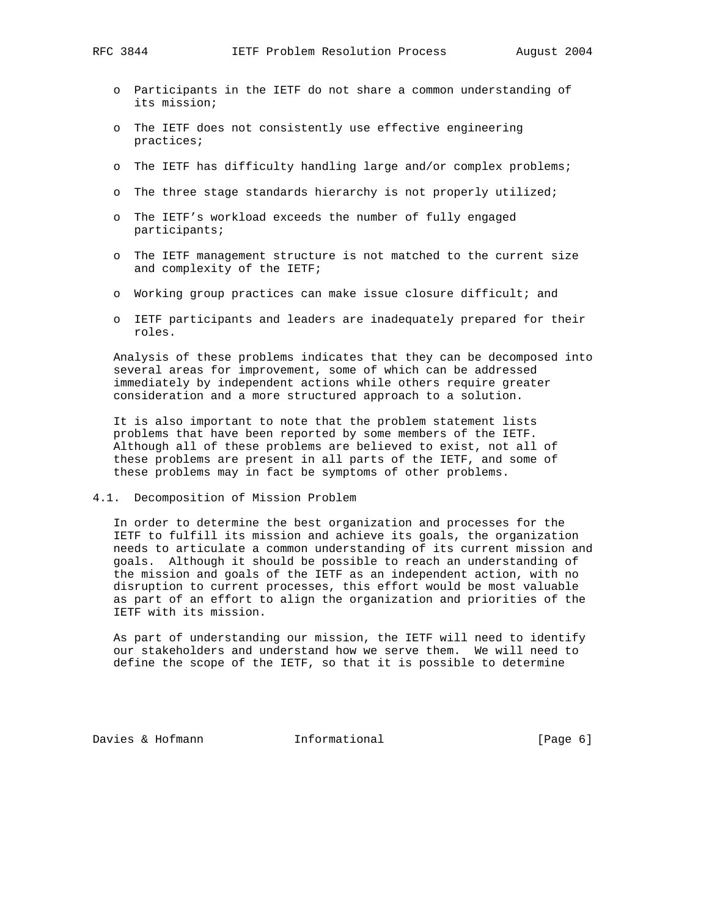- Participants in the IETF do not share a common understanding of its mission;
- The IETF does not consistently use effective engineering practices;
- The IETF has difficulty handling large and/or complex problems;
- The three stage standards hierarchy is not properly utilized;
- The IETF's workload exceeds the number of fully engaged participants;
- The IETF management structure is not matched to the current size and complexity of the IETF;
- Working group practices can make issue closure difficult; and
- IETF participants and leaders are inadequately prepared for their roles.

Analysis of these problems indicates that they can be decomposed into several areas for improvement, some of which can be addressed immediately by independent actions while others require greater consideration and a more structured approach to a solution.

It is also important to note that the problem statement lists problems that have been reported by some members of the IETF. Although all of these problems are believed to exist, not all of these problems are present in all parts of the IETF, and some of these problems may in fact be symptoms of other problems.

### 4.1. Decomposition of Mission Problem

In order to determine the best organization and processes for the IETF to fulfill its mission and achieve its goals, the organization needs to articulate a common understanding of its current mission and goals. Although it should be possible to reach an understanding of the mission and goals of the IETF as an independent action, with no disruption to current processes, this effort would be most valuable as part of an effort to align the organization and priorities of the IETF with its mission.

As part of understanding our mission, the IETF will need to identify our stakeholders and understand how we serve them. We will need to define the scope of the IETF, so that it is possible to determine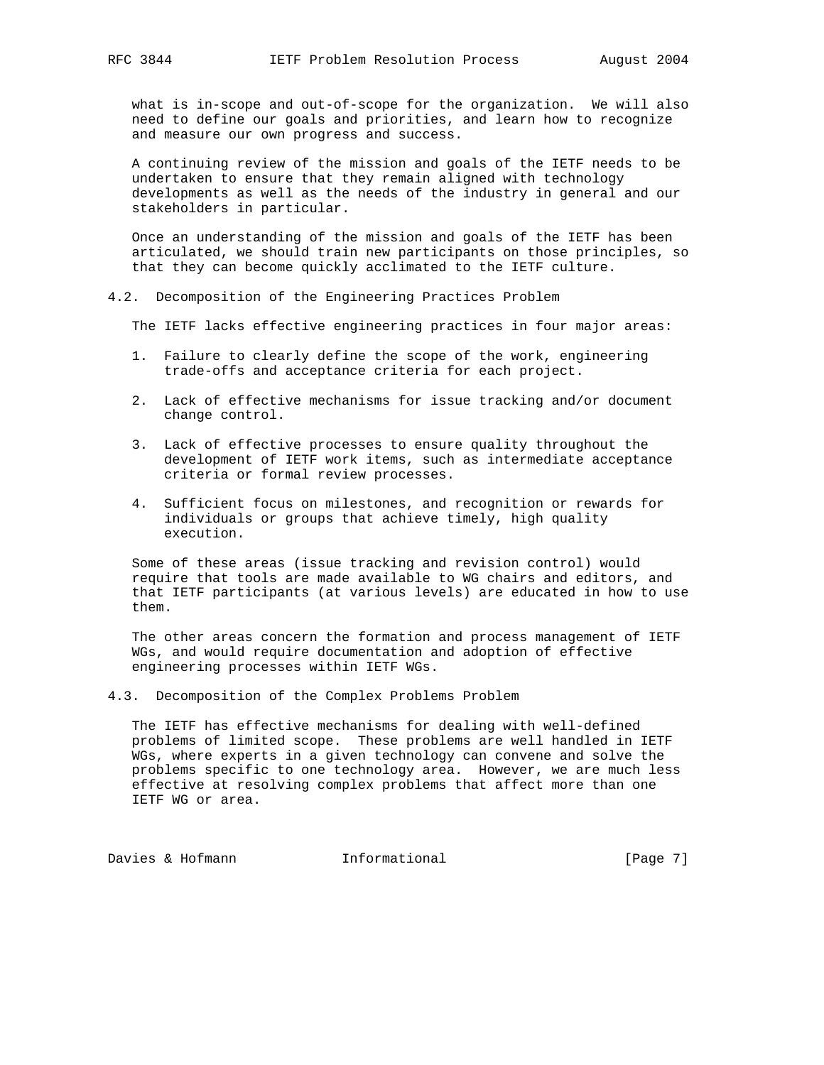what is in-scope and out-of-scope for the organization. We will also need to define our goals and priorities, and learn how to recognize and measure our own progress and success.

A continuing review of the mission and goals of the IETF needs to be undertaken to ensure that they remain aligned with technology developments as well as the needs of the industry in general and our stakeholders in particular.

Once an understanding of the mission and goals of the IETF has been articulated, we should train new participants on those principles, so that they can become quickly acclimated to the IETF culture.

### 4.2. Decomposition of the Engineering Practices Problem

The IETF lacks effective engineering practices in four major areas:

1. Failure to clearly define the scope of the work, engineering trade-offs and acceptance criteria for each project.

2. Lack of effective mechanisms for issue tracking and/or document change control.

3. Lack of effective processes to ensure quality throughout the development of IETF work items, such as intermediate acceptance criteria or formal review processes.

4. Sufficient focus on milestones, and recognition or rewards for individuals or groups that achieve timely, high quality execution.

Some of these areas (issue tracking and revision control) would require that tools are made available to WG chairs and editors, and that IETF participants (at various levels) are educated in how to use them.

The other areas concern the formation and process management of IETF WGs, and would require documentation and adoption of effective engineering processes within IETF WGs.

### 4.3. Decomposition of the Complex Problems Problem

The IETF has effective mechanisms for dealing with well-defined problems of limited scope. These problems are well handled in IETF WGs, where experts in a given technology can convene and solve the problems specific to one technology area. However, we are much less effective at resolving complex problems that affect more than one IETF WG or area.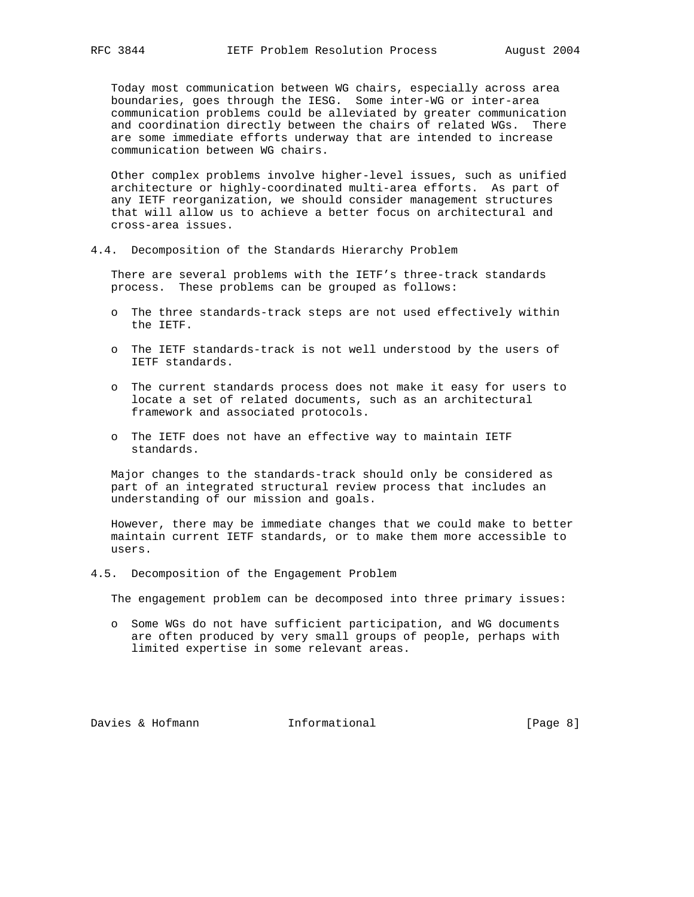Today most communication between WG chairs, especially across area boundaries, goes through the IESG. Some inter-WG or inter-area communication problems could be alleviated by greater communication and coordination directly between the chairs of related WGs. There are some immediate efforts underway that are intended to increase communication between WG chairs.

Other complex problems involve higher-level issues, such as unified architecture or highly-coordinated multi-area efforts. As part of any IETF reorganization, we should consider management structures that will allow us to achieve a better focus on architectural and cross-area issues.

### 4.4. Decomposition of the Standards Hierarchy Problem

There are several problems with the IETF’s three-track standards process. These problems can be grouped as follows:

- The three standards-track steps are not used effectively within the IETF.
- The IETF standards-track is not well understood by the users of IETF standards.
- The current standards process does not make it easy for users to locate a set of related documents, such as an architectural framework and associated protocols.
- The IETF does not have an effective way to maintain IETF standards.

Major changes to the standards-track should only be considered as part of an integrated structural review process that includes an understanding of our mission and goals.

However, there may be immediate changes that we could make to better maintain current IETF standards, or to make them more accessible to users.

### 4.5. Decomposition of the Engagement Problem

The engagement problem can be decomposed into three primary issues:

- Some WGs do not have sufficient participation, and WG documents are often produced by very small groups of people, perhaps with limited expertise in some relevant areas.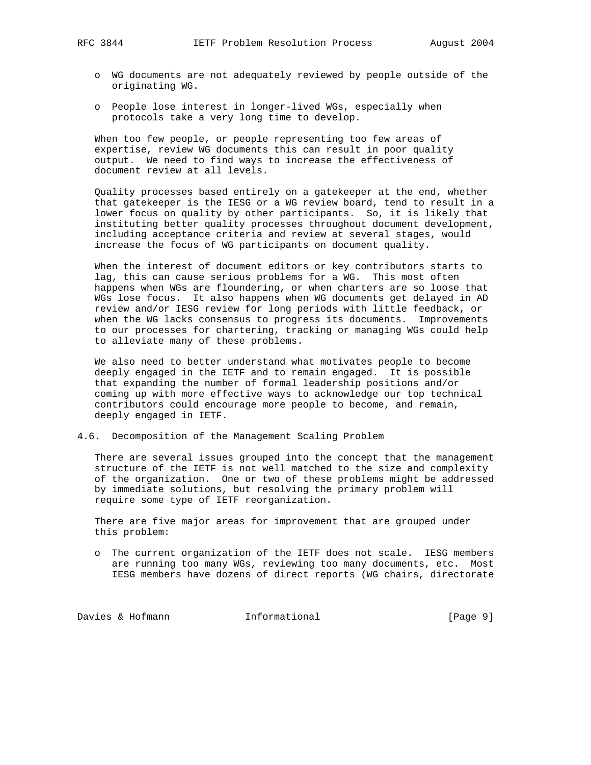- WG documents are not adequately reviewed by people outside of the originating WG.

- People lose interest in longer-lived WGs, especially when protocols take a very long time to develop.

When too few people, or people representing too few areas of expertise, review WG documents this can result in poor quality output. We need to find ways to increase the effectiveness of document review at all levels.

Quality processes based entirely on a gatekeeper at the end, whether that gatekeeper is the IESG or a WG review board, tend to result in a lower focus on quality by other participants. So, it is likely that instituting better quality processes throughout document development, including acceptance criteria and review at several stages, would increase the focus of WG participants on document quality.

When the interest of document editors or key contributors starts to lag, this can cause serious problems for a WG. This most often happens when WGs are floundering, or when charters are so loose that WGs lose focus. It also happens when WG documents get delayed in AD review and/or IESG review for long periods with little feedback, or when the WG lacks consensus to progress its documents. Improvements to our processes for chartering, tracking or managing WGs could help to alleviate many of these problems.

We also need to better understand what motivates people to become deeply engaged in the IETF and to remain engaged. It is possible that expanding the number of formal leadership positions and/or coming up with more effective ways to acknowledge our top technical contributors could encourage more people to become, and remain, deeply engaged in IETF.

### 4.6. Decomposition of the Management Scaling Problem

There are several issues grouped into the concept that the management structure of the IETF is not well matched to the size and complexity of the organization. One or two of these problems might be addressed by immediate solutions, but resolving the primary problem will require some type of IETF reorganization.

There are five major areas for improvement that are grouped under this problem:

- The current organization of the IETF does not scale. IESG members are running too many WGs, reviewing too many documents, etc. Most IESG members have dozens of direct reports (WG chairs, directorate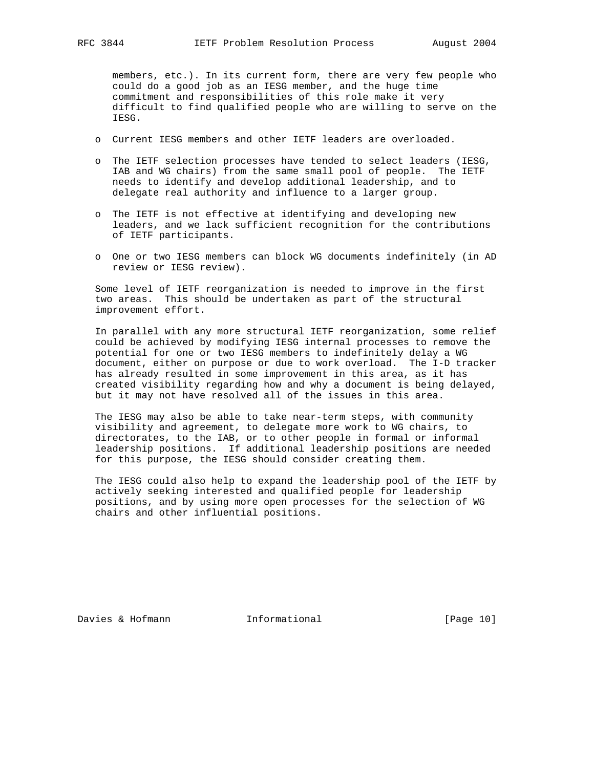members, etc.). In its current form, there are very few people who could do a good job as an IESG member, and the huge time commitment and responsibilities of this role make it very difficult to find qualified people who are willing to serve on the IESG.

- Current IESG members and other IETF leaders are overloaded.

- The IETF selection processes have tended to select leaders (IESG, IAB and WG chairs) from the same small pool of people. The IETF needs to identify and develop additional leadership, and to delegate real authority and influence to a larger group.

- The IETF is not effective at identifying and developing new leaders, and we lack sufficient recognition for the contributions of IETF participants.

- One or two IESG members can block WG documents indefinitely (in AD review or IESG review).

Some level of IETF reorganization is needed to improve in the first two areas. This should be undertaken as part of the structural improvement effort.

In parallel with any more structural IETF reorganization, some relief could be achieved by modifying IESG internal processes to remove the potential for one or two IESG members to indefinitely delay a WG document, either on purpose or due to work overload. The I-D tracker has already resulted in some improvement in this area, as it has created visibility regarding how and why a document is being delayed, but it may not have resolved all of the issues in this area.

The IESG may also be able to take near-term steps, with community visibility and agreement, to delegate more work to WG chairs, to directorates, to the IAB, or to other people in formal or informal leadership positions. If additional leadership positions are needed for this purpose, the IESG should consider creating them.

The IESG could also help to expand the leadership pool of the IETF by actively seeking interested and qualified people for leadership positions, and by using more open processes for the selection of WG chairs and other influential positions.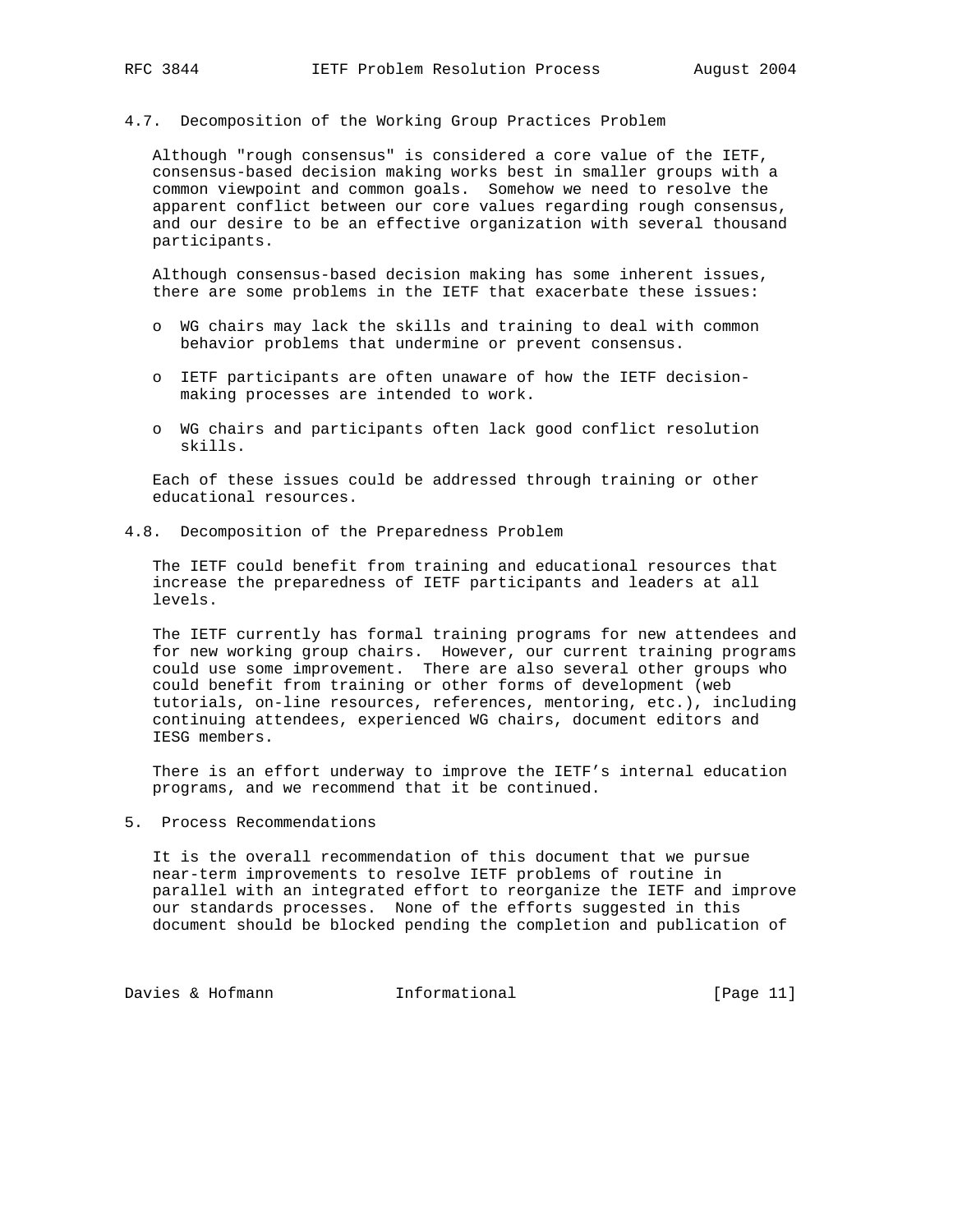### 4.7. Decomposition of the Working Group Practices Problem

Although "rough consensus" is considered a core value of the IETF, consensus-based decision making works best in smaller groups with a common viewpoint and common goals. Somehow we need to resolve the apparent conflict between our core values regarding rough consensus, and our desire to be an effective organization with several thousand participants.

Although consensus-based decision making has some inherent issues, there are some problems in the IETF that exacerbate these issues:

- WG chairs may lack the skills and training to deal with common behavior problems that undermine or prevent consensus.
- IETF participants are often unaware of how the IETF decision-making processes are intended to work.
- WG chairs and participants often lack good conflict resolution skills.

Each of these issues could be addressed through training or other educational resources.

### 4.8. Decomposition of the Preparedness Problem

The IETF could benefit from training and educational resources that increase the preparedness of IETF participants and leaders at all levels.

The IETF currently has formal training programs for new attendees and for new working group chairs. However, our current training programs could use some improvement. There are also several other groups who could benefit from training or other forms of development (web tutorials, on-line resources, references, mentoring, etc.), including continuing attendees, experienced WG chairs, document editors and IESG members.

There is an effort underway to improve the IETF's internal education programs, and we recommend that it be continued.

## 5. Process Recommendations

It is the overall recommendation of this document that we pursue near-term improvements to resolve IETF problems of routine in parallel with an integrated effort to reorganize the IETF and improve our standards processes. None of the efforts suggested in this document should be blocked pending the completion and publication of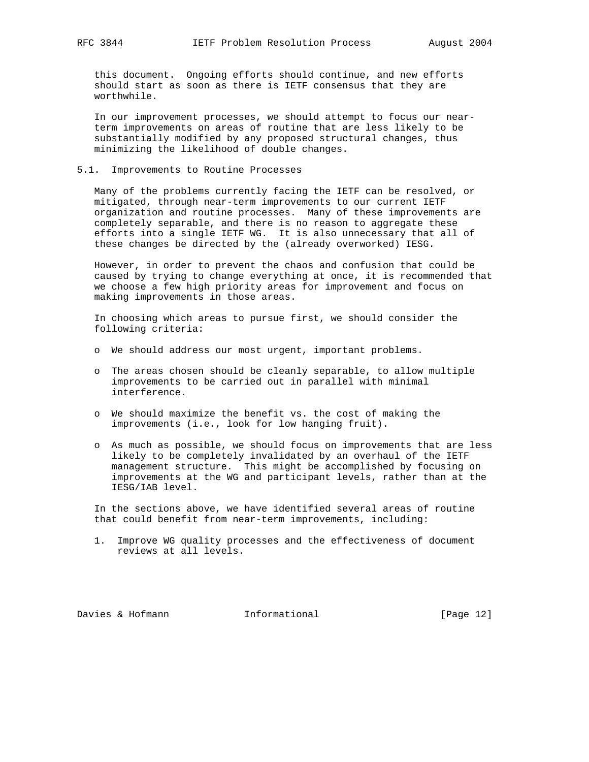this document. Ongoing efforts should continue, and new efforts should start as soon as there is IETF consensus that they are worthwhile.

In our improvement processes, we should attempt to focus our near-term improvements on areas of routine that are less likely to be substantially modified by any proposed structural changes, thus minimizing the likelihood of double changes.

### 5.1. Improvements to Routine Processes

Many of the problems currently facing the IETF can be resolved, or mitigated, through near-term improvements to our current IETF organization and routine processes. Many of these improvements are completely separable, and there is no reason to aggregate these efforts into a single IETF WG. It is also unnecessary that all of these changes be directed by the (already overworked) IESG.

However, in order to prevent the chaos and confusion that could be caused by trying to change everything at once, it is recommended that we choose a few high priority areas for improvement and focus on making improvements in those areas.

In choosing which areas to pursue first, we should consider the following criteria:

- We should address our most urgent, important problems.
- The areas chosen should be cleanly separable, to allow multiple improvements to be carried out in parallel with minimal interference.
- We should maximize the benefit vs. the cost of making the improvements (i.e., look for low hanging fruit).
- As much as possible, we should focus on improvements that are less likely to be completely invalidated by an overhaul of the IETF management structure. This might be accomplished by focusing on improvements at the WG and participant levels, rather than at the IESG/IAB level.

In the sections above, we have identified several areas of routine that could benefit from near-term improvements, including:

1. Improve WG quality processes and the effectiveness of document reviews at all levels.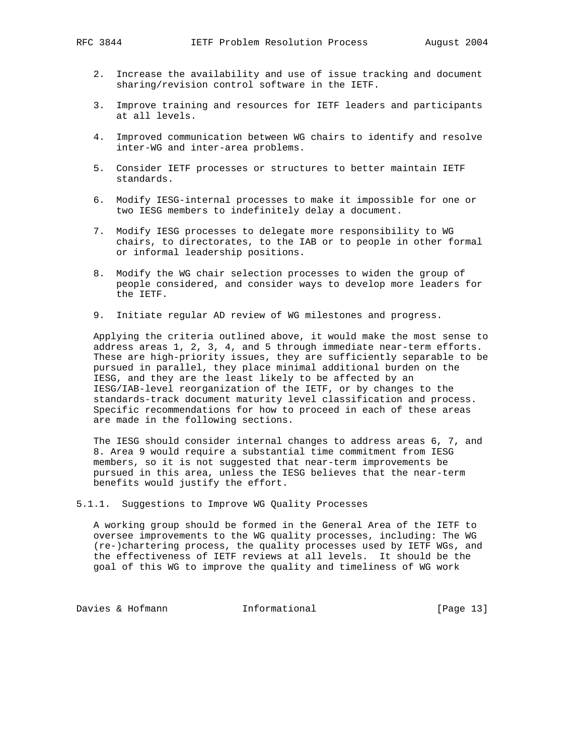2. Increase the availability and use of issue tracking and document sharing/revision control software in the IETF.

3. Improve training and resources for IETF leaders and participants at all levels.

4. Improved communication between WG chairs to identify and resolve inter-WG and inter-area problems.

5. Consider IETF processes or structures to better maintain IETF standards.

6. Modify IESG-internal processes to make it impossible for one or two IESG members to indefinitely delay a document.

7. Modify IESG processes to delegate more responsibility to WG chairs, to directorates, to the IAB or to people in other formal or informal leadership positions.

8. Modify the WG chair selection processes to widen the group of people considered, and consider ways to develop more leaders for the IETF.

9. Initiate regular AD review of WG milestones and progress.

Applying the criteria outlined above, it would make the most sense to address areas 1, 2, 3, 4, and 5 through immediate near-term efforts. These are high-priority issues, they are sufficiently separable to be pursued in parallel, they place minimal additional burden on the IESG, and they are the least likely to be affected by an IESG/IAB-level reorganization of the IETF, or by changes to the standards-track document maturity level classification and process. Specific recommendations for how to proceed in each of these areas are made in the following sections.

The IESG should consider internal changes to address areas 6, 7, and 8. Area 9 would require a substantial time commitment from IESG members, so it is not suggested that near-term improvements be pursued in this area, unless the IESG believes that the near-term benefits would justify the effort.

#### 5.1.1. Suggestions to Improve WG Quality Processes

A working group should be formed in the General Area of the IETF to oversee improvements to the WG quality processes, including: The WG (re-)chartering process, the quality processes used by IETF WGs, and the effectiveness of IETF reviews at all levels. It should be the goal of this WG to improve the quality and timeliness of WG work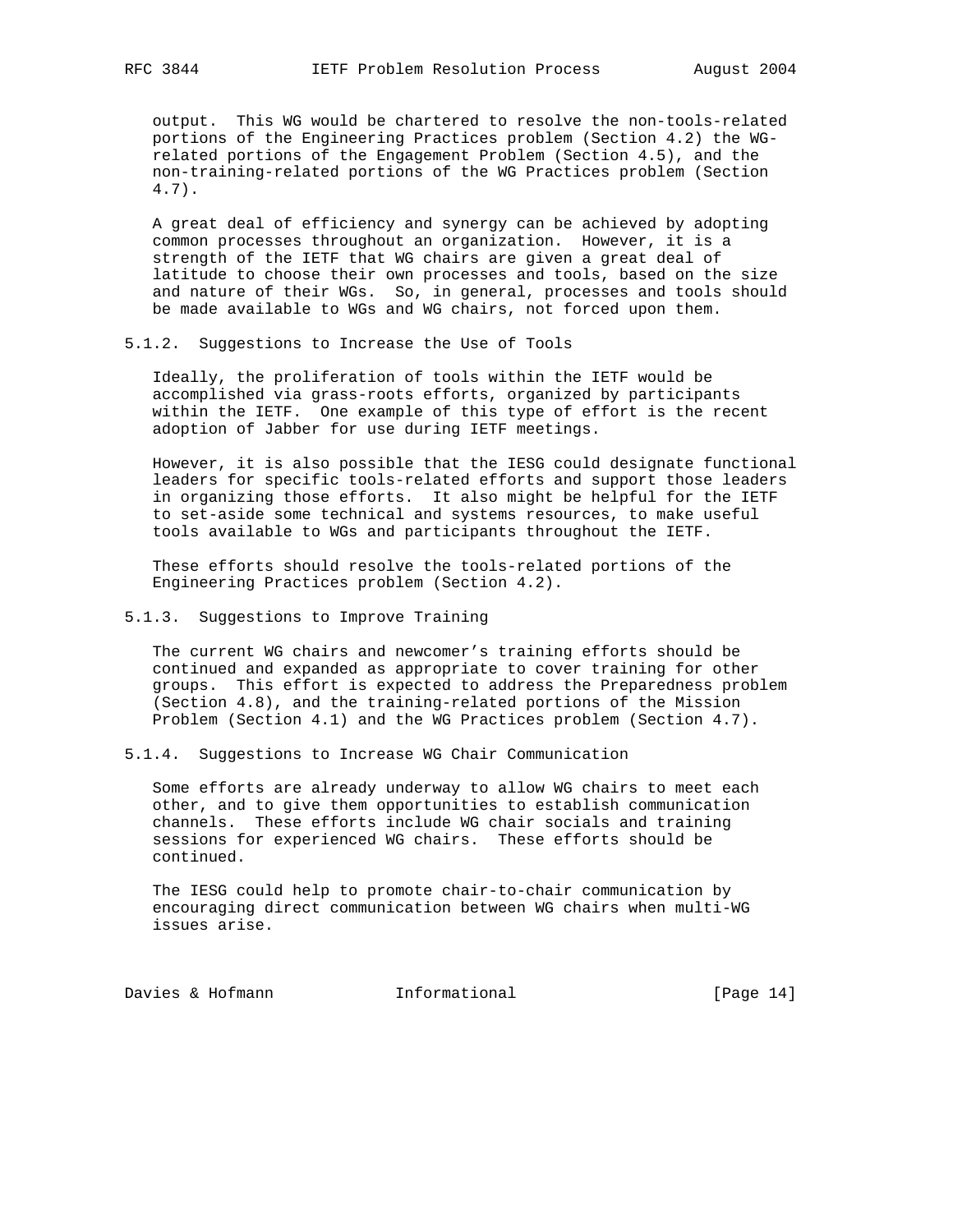output. This WG would be chartered to resolve the non-tools-related portions of the Engineering Practices problem (Section 4.2) the WG-related portions of the Engagement Problem (Section 4.5), and the non-training-related portions of the WG Practices problem (Section 4.7).

A great deal of efficiency and synergy can be achieved by adopting common processes throughout an organization. However, it is a strength of the IETF that WG chairs are given a great deal of latitude to choose their own processes and tools, based on the size and nature of their WGs. So, in general, processes and tools should be made available to WGs and WG chairs, not forced upon them.

### 5.1.2. Suggestions to Increase the Use of Tools

Ideally, the proliferation of tools within the IETF would be accomplished via grass-roots efforts, organized by participants within the IETF. One example of this type of effort is the recent adoption of Jabber for use during IETF meetings.

However, it is also possible that the IESG could designate functional leaders for specific tools-related efforts and support those leaders in organizing those efforts. It also might be helpful for the IETF to set-aside some technical and systems resources, to make useful tools available to WGs and participants throughout the IETF.

These efforts should resolve the tools-related portions of the Engineering Practices problem (Section 4.2).

### 5.1.3. Suggestions to Improve Training

The current WG chairs and newcomer's training efforts should be continued and expanded as appropriate to cover training for other groups. This effort is expected to address the Preparedness problem (Section 4.8), and the training-related portions of the Mission Problem (Section 4.1) and the WG Practices problem (Section 4.7).

### 5.1.4. Suggestions to Increase WG Chair Communication

Some efforts are already underway to allow WG chairs to meet each other, and to give them opportunities to establish communication channels. These efforts include WG chair socials and training sessions for experienced WG chairs. These efforts should be continued.

The IESG could help to promote chair-to-chair communication by encouraging direct communication between WG chairs when multi-WG issues arise.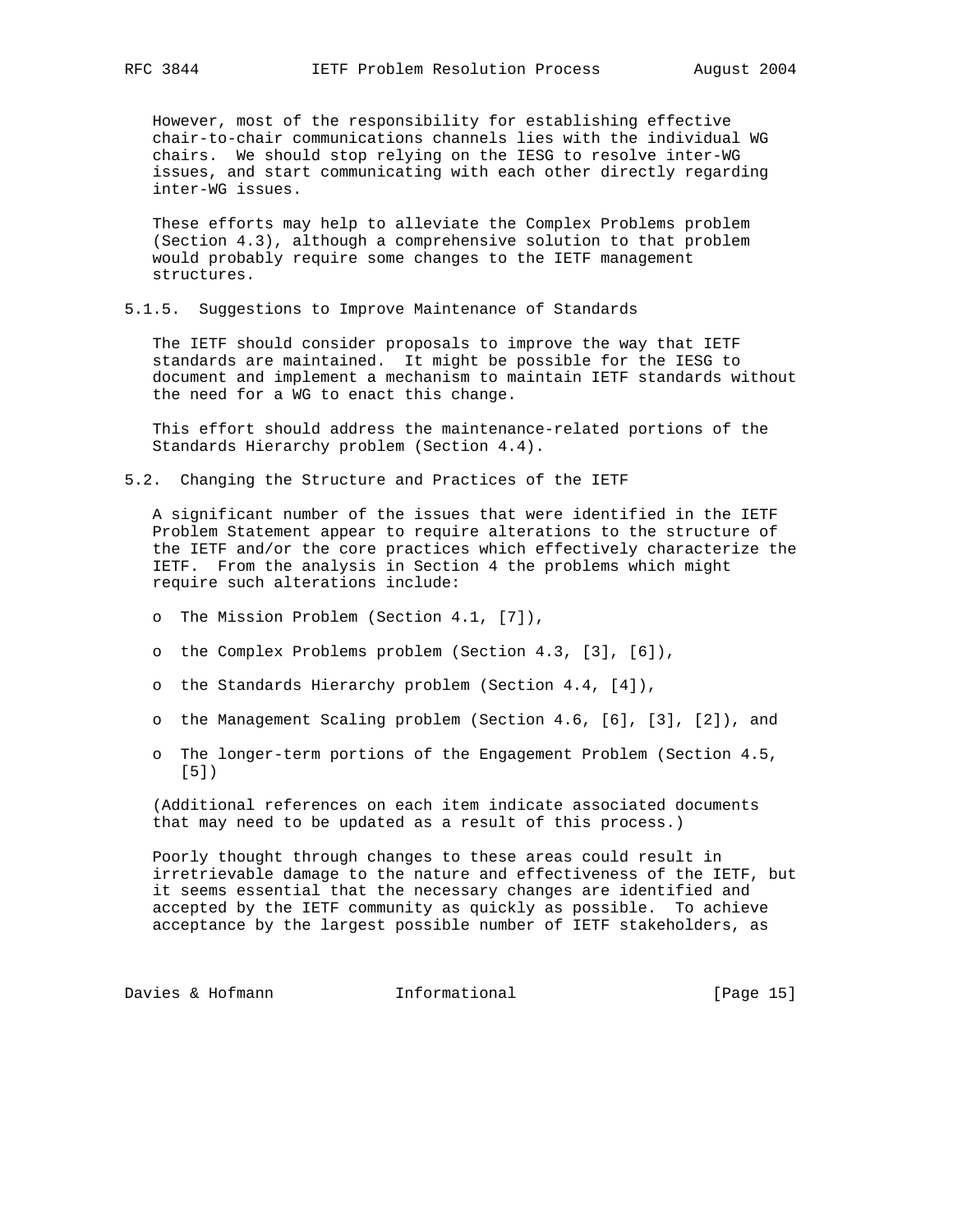However, most of the responsibility for establishing effective chair-to-chair communications channels lies with the individual WG chairs. We should stop relying on the IESG to resolve inter-WG issues, and start communicating with each other directly regarding inter-WG issues.

These efforts may help to alleviate the Complex Problems problem (Section 4.3), although a comprehensive solution to that problem would probably require some changes to the IETF management structures.

#### 5.1.5. Suggestions to Improve Maintenance of Standards

The IETF should consider proposals to improve the way that IETF standards are maintained. It might be possible for the IESG to document and implement a mechanism to maintain IETF standards without the need for a WG to enact this change.

This effort should address the maintenance-related portions of the Standards Hierarchy problem (Section 4.4).

### 5.2. Changing the Structure and Practices of the IETF

A significant number of the issues that were identified in the IETF Problem Statement appear to require alterations to the structure of the IETF and/or the core practices which effectively characterize the IETF. From the analysis in Section 4 the problems which might require such alterations include:

- The Mission Problem (Section 4.1, [7]),
- the Complex Problems problem (Section 4.3, [3], [6]),
- the Standards Hierarchy problem (Section 4.4, [4]),
- the Management Scaling problem (Section 4.6, [6], [3], [2]), and
- The longer-term portions of the Engagement Problem (Section 4.5, [5])

(Additional references on each item indicate associated documents that may need to be updated as a result of this process.)

Poorly thought through changes to these areas could result in irretrievable damage to the nature and effectiveness of the IETF, but it seems essential that the necessary changes are identified and accepted by the IETF community as quickly as possible. To achieve acceptance by the largest possible number of IETF stakeholders, as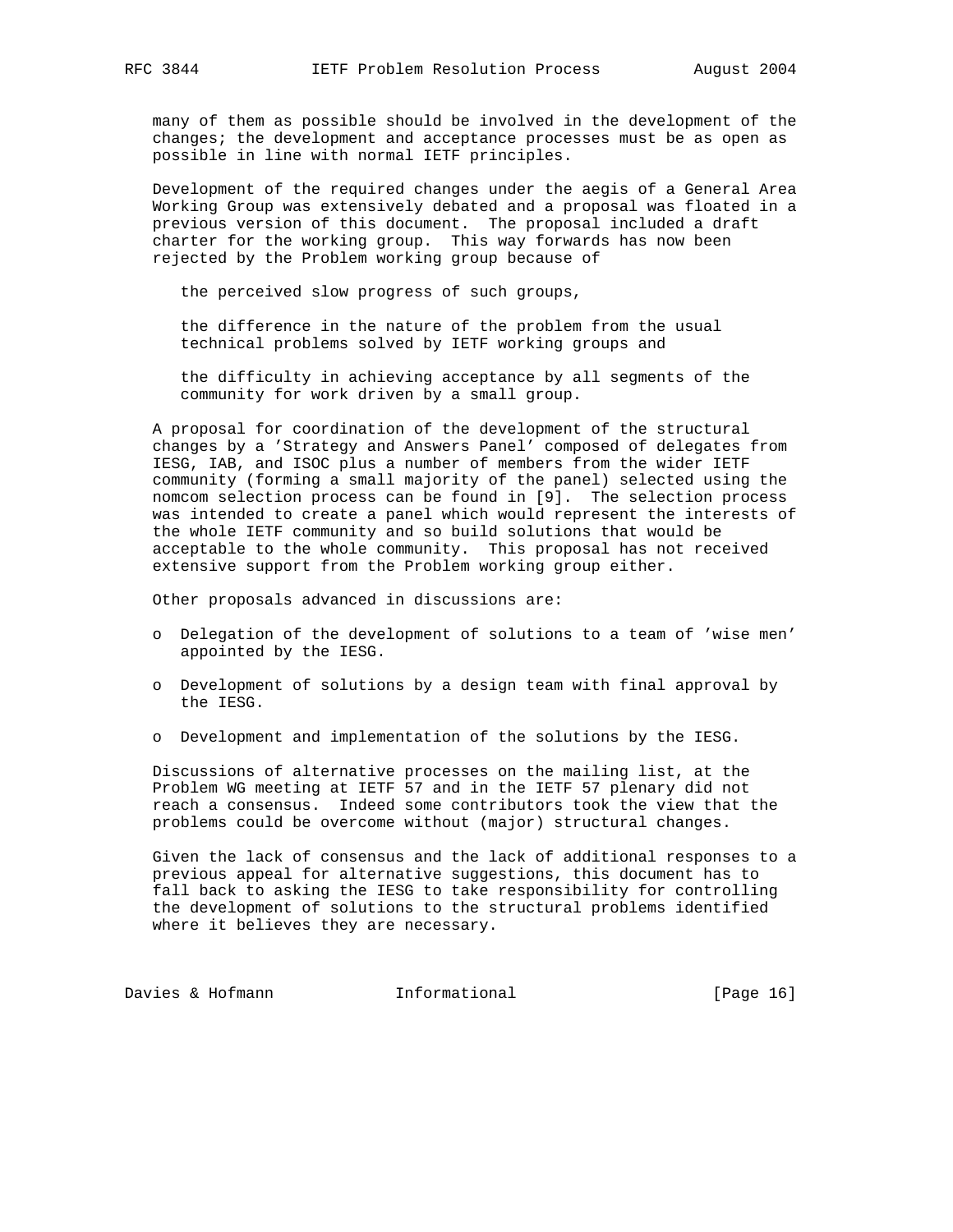many of them as possible should be involved in the development of the changes; the development and acceptance processes must be as open as possible in line with normal IETF principles.

Development of the required changes under the aegis of a General Area Working Group was extensively debated and a proposal was floated in a previous version of this document. The proposal included a draft charter for the working group. This way forwards has now been rejected by the Problem working group because of

the perceived slow progress of such groups,

the difference in the nature of the problem from the usual technical problems solved by IETF working groups and

the difficulty in achieving acceptance by all segments of the community for work driven by a small group.

A proposal for coordination of the development of the structural changes by a 'Strategy and Answers Panel' composed of delegates from IESG, IAB, and ISOC plus a number of members from the wider IETF community (forming a small majority of the panel) selected using the nomcom selection process can be found in [9]. The selection process was intended to create a panel which would represent the interests of the whole IETF community and so build solutions that would be acceptable to the whole community. This proposal has not received extensive support from the Problem working group either.

Other proposals advanced in discussions are:

- Delegation of the development of solutions to a team of 'wise men' appointed by the IESG.
- Development of solutions by a design team with final approval by the IESG.
- Development and implementation of the solutions by the IESG.

Discussions of alternative processes on the mailing list, at the Problem WG meeting at IETF 57 and in the IETF 57 plenary did not reach a consensus. Indeed some contributors took the view that the problems could be overcome without (major) structural changes.

Given the lack of consensus and the lack of additional responses to a previous appeal for alternative suggestions, this document has to fall back to asking the IESG to take responsibility for controlling the development of solutions to the structural problems identified where it believes they are necessary.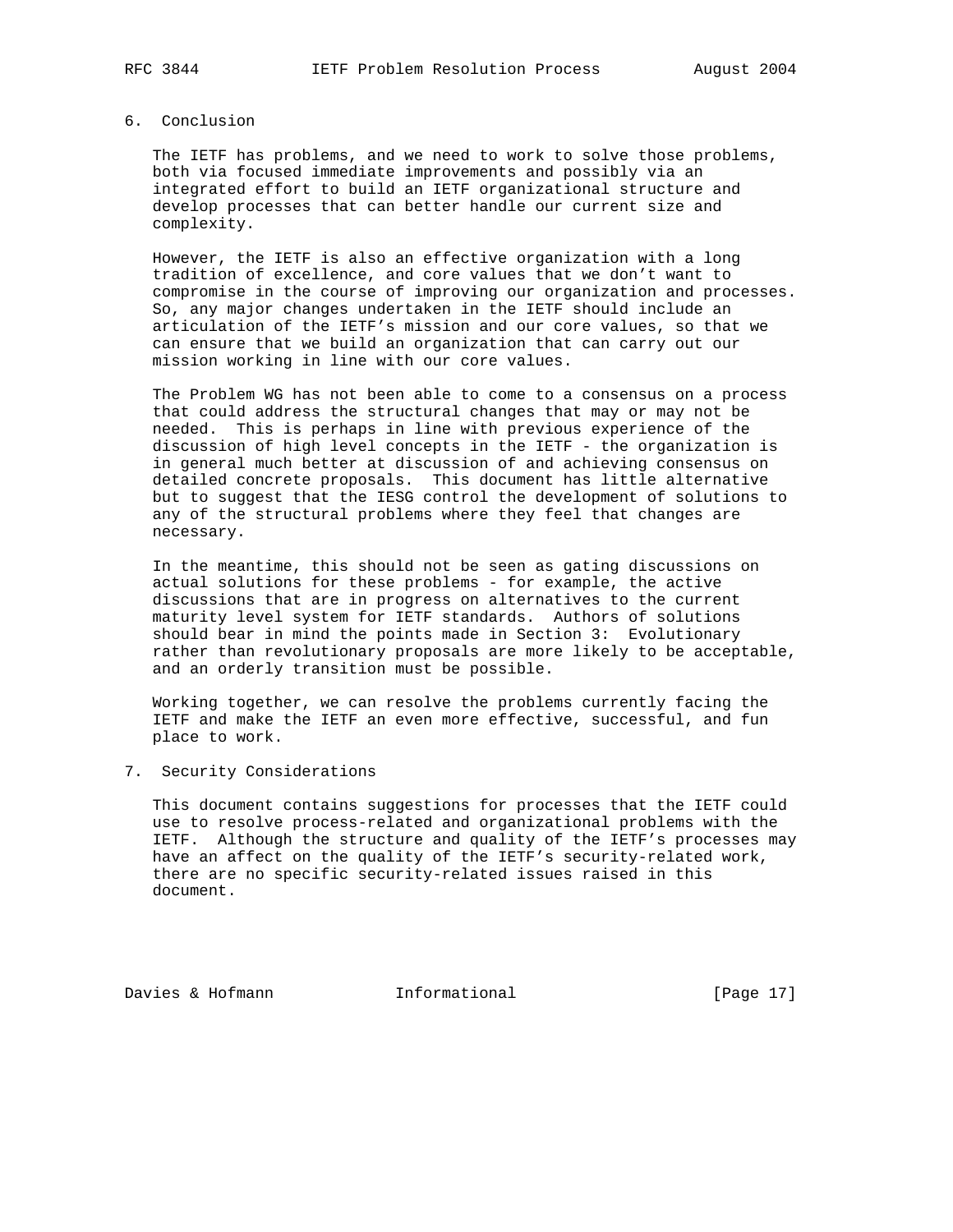## 6. Conclusion

The IETF has problems, and we need to work to solve those problems, both via focused immediate improvements and possibly via an integrated effort to build an IETF organizational structure and develop processes that can better handle our current size and complexity.

However, the IETF is also an effective organization with a long tradition of excellence, and core values that we don't want to compromise in the course of improving our organization and processes. So, any major changes undertaken in the IETF should include an articulation of the IETF's mission and our core values, so that we can ensure that we build an organization that can carry out our mission working in line with our core values.

The Problem WG has not been able to come to a consensus on a process that could address the structural changes that may or may not be needed. This is perhaps in line with previous experience of the discussion of high level concepts in the IETF - the organization is in general much better at discussion of and achieving consensus on detailed concrete proposals. This document has little alternative but to suggest that the IESG control the development of solutions to any of the structural problems where they feel that changes are necessary.

In the meantime, this should not be seen as gating discussions on actual solutions for these problems - for example, the active discussions that are in progress on alternatives to the current maturity level system for IETF standards. Authors of solutions should bear in mind the points made in Section 3: Evolutionary rather than revolutionary proposals are more likely to be acceptable, and an orderly transition must be possible.

Working together, we can resolve the problems currently facing the IETF and make the IETF an even more effective, successful, and fun place to work.

## 7. Security Considerations

This document contains suggestions for processes that the IETF could use to resolve process-related and organizational problems with the IETF. Although the structure and quality of the IETF's processes may have an affect on the quality of the IETF's security-related work, there are no specific security-related issues raised in this document.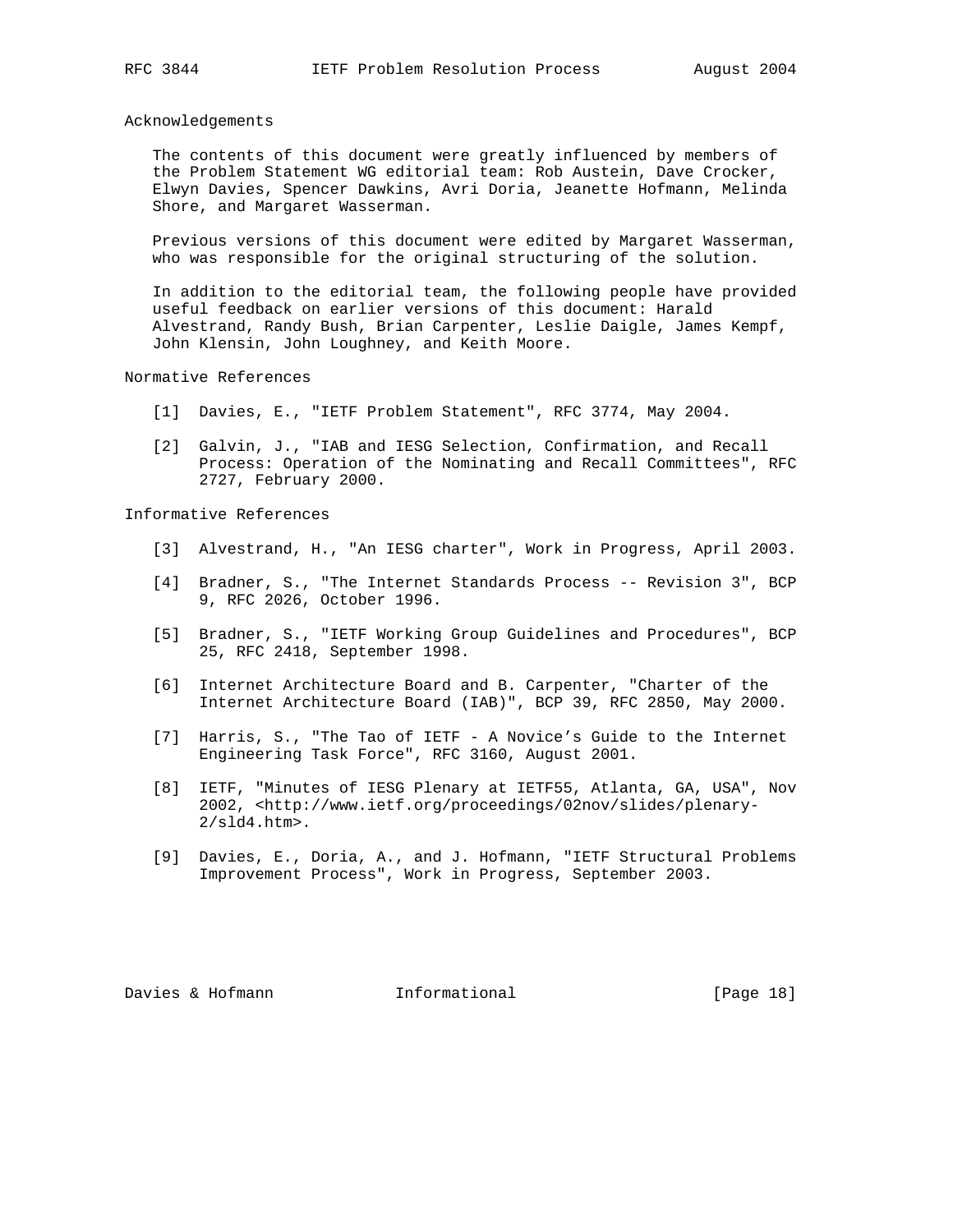## Acknowledgements

The contents of this document were greatly influenced by members of the Problem Statement WG editorial team: Rob Austein, Dave Crocker, Elwyn Davies, Spencer Dawkins, Avri Doria, Jeanette Hofmann, Melinda Shore, and Margaret Wasserman.

Previous versions of this document were edited by Margaret Wasserman, who was responsible for the original structuring of the solution.

In addition to the editorial team, the following people have provided useful feedback on earlier versions of this document: Harald Alvestrand, Randy Bush, Brian Carpenter, Leslie Daigle, James Kempf, John Klensin, John Loughney, and Keith Moore.

## Normative References

[1] Davies, E., "IETF Problem Statement", RFC 3774, May 2004.

[2] Galvin, J., "IAB and IESG Selection, Confirmation, and Recall Process: Operation of the Nominating and Recall Committees", RFC 2727, February 2000.

## Informative References

[3] Alvestrand, H., "An IESG charter", Work in Progress, April 2003.

[4] Bradner, S., "The Internet Standards Process -- Revision 3", BCP 9, RFC 2026, October 1996.

[5] Bradner, S., "IETF Working Group Guidelines and Procedures", BCP 25, RFC 2418, September 1998.

[6] Internet Architecture Board and B. Carpenter, "Charter of the Internet Architecture Board (IAB)", BCP 39, RFC 2850, May 2000.

[7] Harris, S., "The Tao of IETF - A Novice's Guide to the Internet Engineering Task Force", RFC 3160, August 2001.

[8] IETF, "Minutes of IESG Plenary at IETF55, Atlanta, GA, USA", Nov 2002, <http://www.ietf.org/proceedings/02nov/slides/plenary-2/sld4.htm>.

[9] Davies, E., Doria, A., and J. Hofmann, "IETF Structural Problems Improvement Process", Work in Progress, September 2003.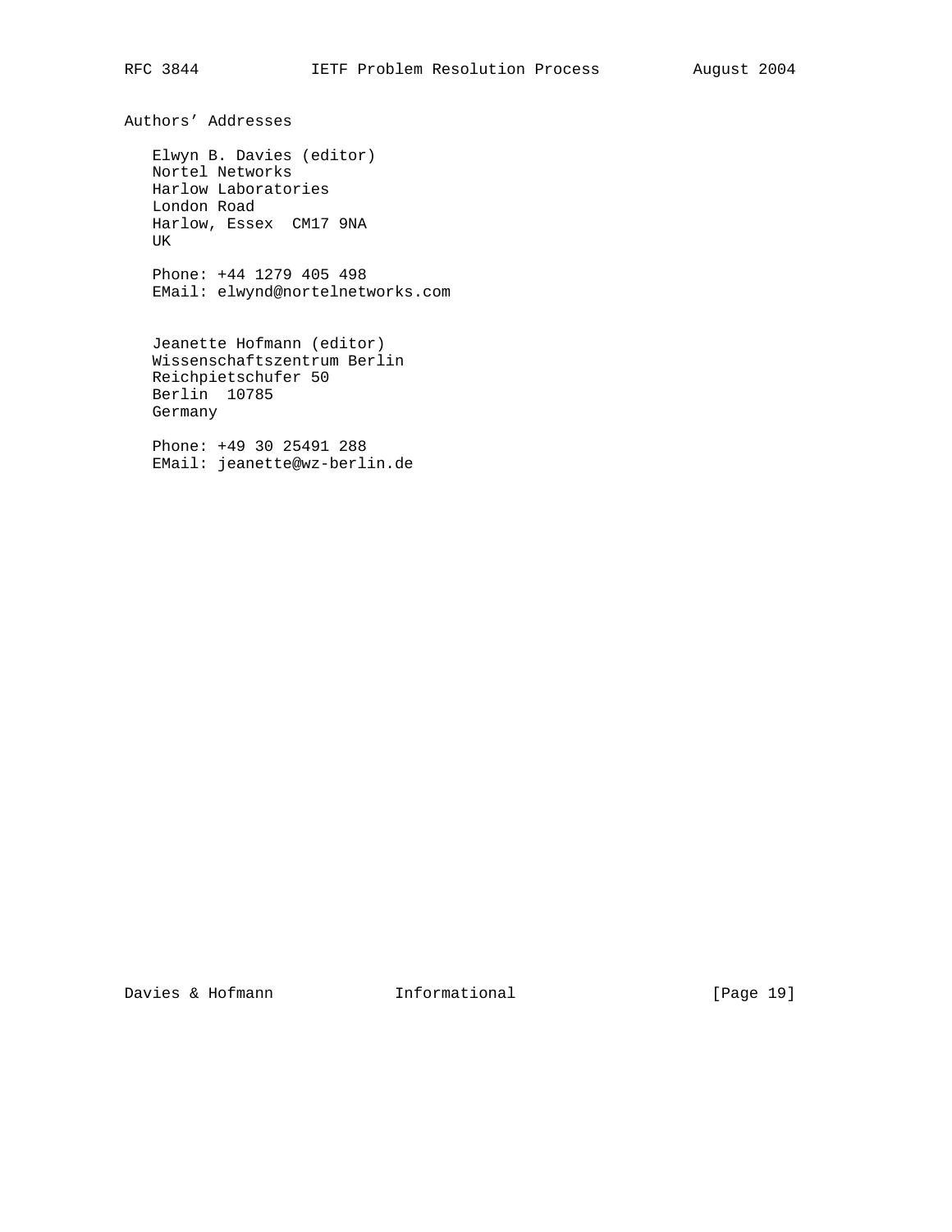## Authors' Addresses

Elwyn B. Davies (editor)
Nortel Networks
Harlow Laboratories
London Road
Harlow, Essex  CM17 9NA
UK

Phone: +44 1279 405 498
EMail: elwynd@nortelnetworks.com

Jeanette Hofmann (editor)
Wissenschaftszentrum Berlin
Reichpietschufer 50
Berlin  10785
Germany

Phone: +49 30 25491 288
EMail: jeanette@wz-berlin.de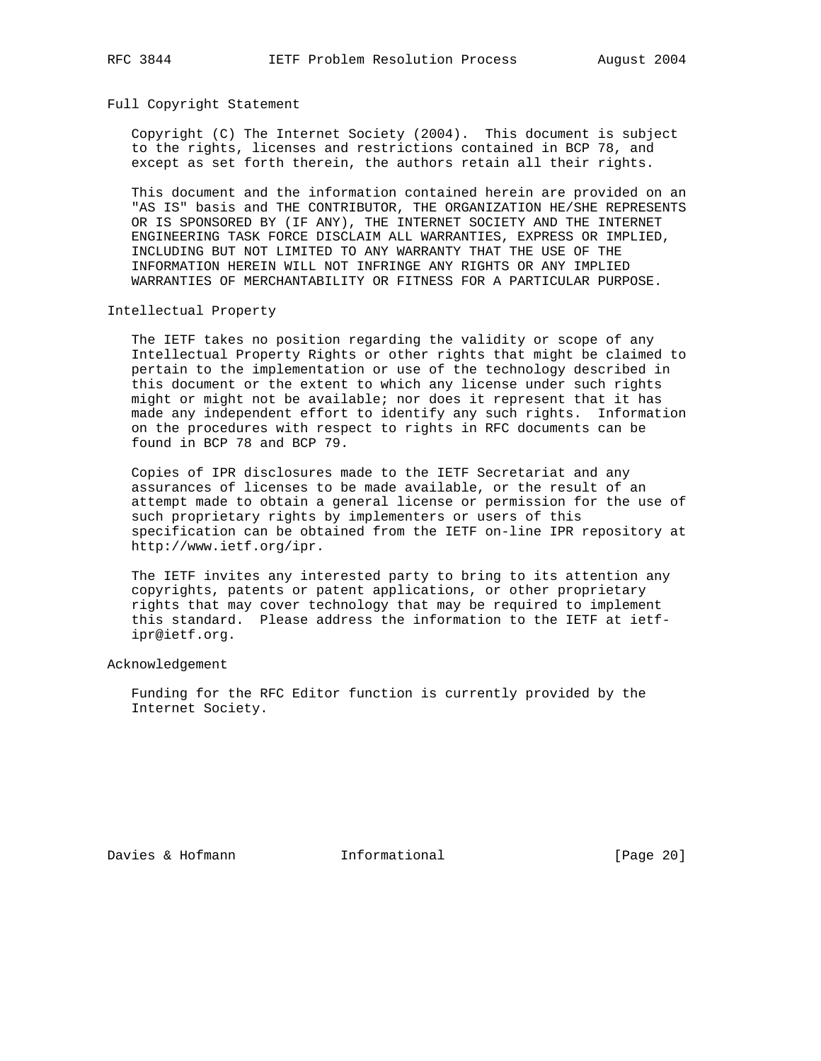## Full Copyright Statement

Copyright (C) The Internet Society (2004). This document is subject to the rights, licenses and restrictions contained in BCP 78, and except as set forth therein, the authors retain all their rights.

This document and the information contained herein are provided on an "AS IS" basis and THE CONTRIBUTOR, THE ORGANIZATION HE/SHE REPRESENTS OR IS SPONSORED BY (IF ANY), THE INTERNET SOCIETY AND THE INTERNET ENGINEERING TASK FORCE DISCLAIM ALL WARRANTIES, EXPRESS OR IMPLIED, INCLUDING BUT NOT LIMITED TO ANY WARRANTY THAT THE USE OF THE INFORMATION HEREIN WILL NOT INFRINGE ANY RIGHTS OR ANY IMPLIED WARRANTIES OF MERCHANTABILITY OR FITNESS FOR A PARTICULAR PURPOSE.

## Intellectual Property

The IETF takes no position regarding the validity or scope of any Intellectual Property Rights or other rights that might be claimed to pertain to the implementation or use of the technology described in this document or the extent to which any license under such rights might or might not be available; nor does it represent that it has made any independent effort to identify any such rights. Information on the procedures with respect to rights in RFC documents can be found in BCP 78 and BCP 79.

Copies of IPR disclosures made to the IETF Secretariat and any assurances of licenses to be made available, or the result of an attempt made to obtain a general license or permission for the use of such proprietary rights by implementers or users of this specification can be obtained from the IETF on-line IPR repository at http://www.ietf.org/ipr.

The IETF invites any interested party to bring to its attention any copyrights, patents or patent applications, or other proprietary rights that may cover technology that may be required to implement this standard. Please address the information to the IETF at ietf-ipr@ietf.org.

## Acknowledgement

Funding for the RFC Editor function is currently provided by the Internet Society.